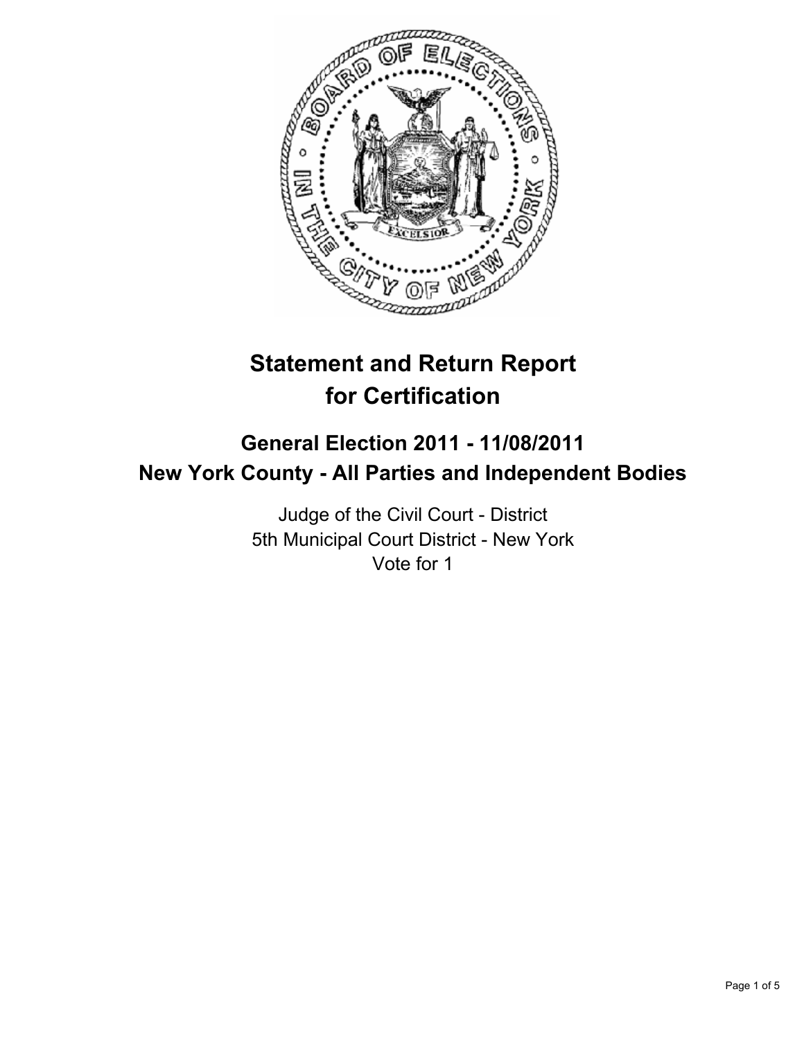# Statement and Return Report for Certification

## General Election 2011 - 11/08/2011
## New York County - All Parties and Independent Bodies

Judge of the Civil Court - District
5th Municipal Court District - New York
Vote for 1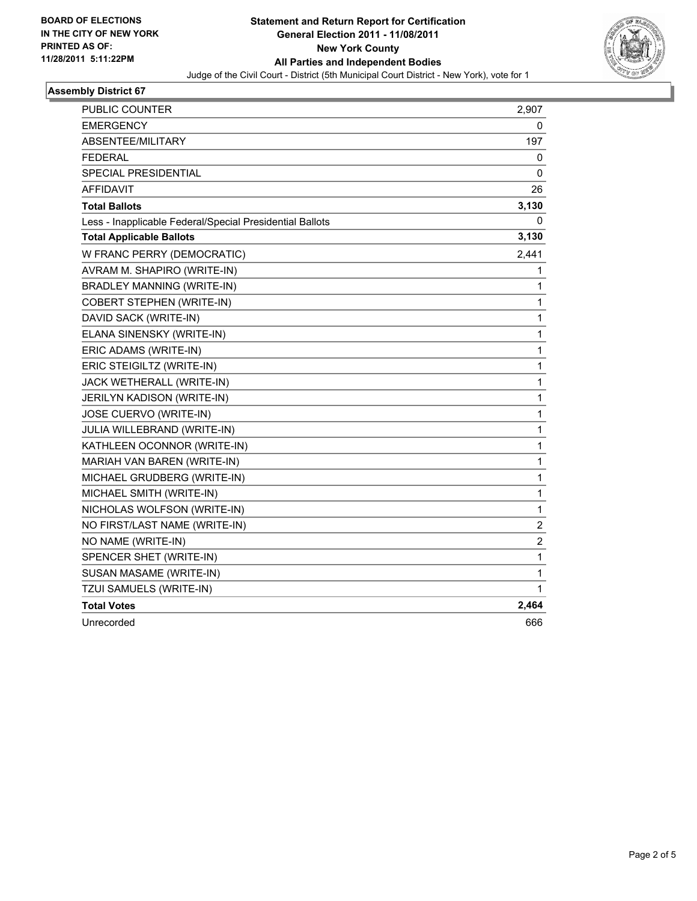**BOARD OF ELECTIONS**
**IN THE CITY OF NEW YORK**
**PRINTED AS OF:**
**11/28/2011 5:11:22PM**

**Statement and Return Report for Certification**
**General Election 2011 - 11/08/2011**
**New York County**
**All Parties and Independent Bodies**
Judge of the Civil Court - District (5th Municipal Court District - New York), vote for 1

### Assembly District 67

| | |
|---|---|
| PUBLIC COUNTER | 2,907 |
| EMERGENCY | 0 |
| ABSENTEE/MILITARY | 197 |
| FEDERAL | 0 |
| SPECIAL PRESIDENTIAL | 0 |
| AFFIDAVIT | 26 |
| **Total Ballots** | **3,130** |
| Less - Inapplicable Federal/Special Presidential Ballots | 0 |
| **Total Applicable Ballots** | **3,130** |
| W FRANC PERRY (DEMOCRATIC) | 2,441 |
| AVRAM M. SHAPIRO (WRITE-IN) | 1 |
| BRADLEY MANNING (WRITE-IN) | 1 |
| COBERT STEPHEN (WRITE-IN) | 1 |
| DAVID SACK (WRITE-IN) | 1 |
| ELANA SINENSKY (WRITE-IN) | 1 |
| ERIC ADAMS (WRITE-IN) | 1 |
| ERIC STEIGILTZ (WRITE-IN) | 1 |
| JACK WETHERALL (WRITE-IN) | 1 |
| JERILYN KADISON (WRITE-IN) | 1 |
| JOSE CUERVO (WRITE-IN) | 1 |
| JULIA WILLEBRAND (WRITE-IN) | 1 |
| KATHLEEN OCONNOR (WRITE-IN) | 1 |
| MARIAH VAN BAREN (WRITE-IN) | 1 |
| MICHAEL GRUDBERG (WRITE-IN) | 1 |
| MICHAEL SMITH (WRITE-IN) | 1 |
| NICHOLAS WOLFSON (WRITE-IN) | 1 |
| NO FIRST/LAST NAME (WRITE-IN) | 2 |
| NO NAME (WRITE-IN) | 2 |
| SPENCER SHET (WRITE-IN) | 1 |
| SUSAN MASAME (WRITE-IN) | 1 |
| TZUI SAMUELS (WRITE-IN) | 1 |
| **Total Votes** | **2,464** |
| Unrecorded | 666 |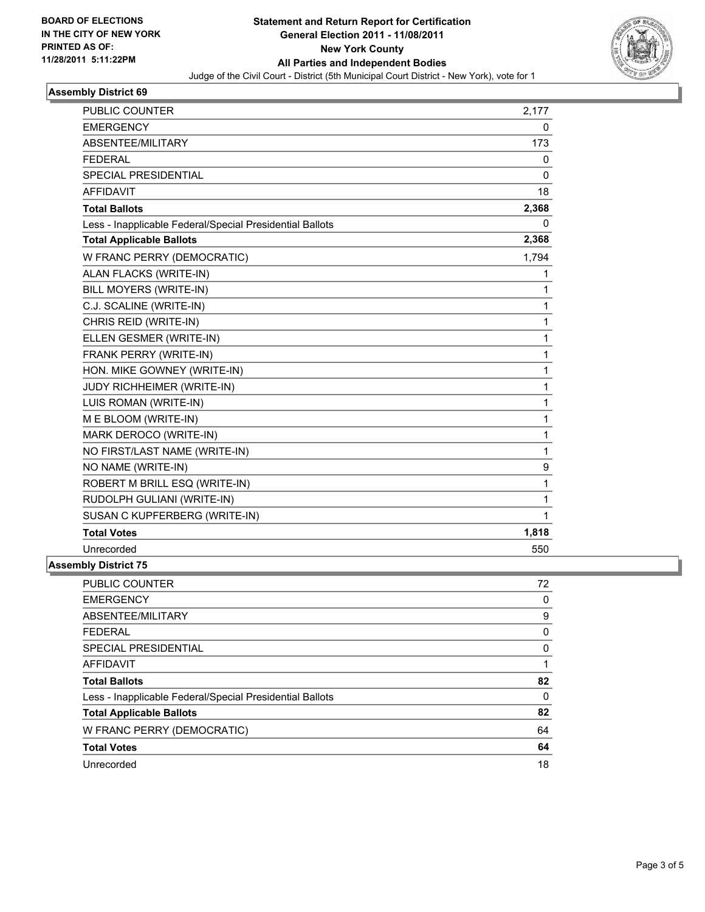**BOARD OF ELECTIONS IN THE CITY OF NEW YORK PRINTED AS OF: 11/28/2011 5:11:22PM**

# Statement and Return Report for Certification
## General Election 2011 - 11/08/2011
## New York County
## All Parties and Independent Bodies

Judge of the Civil Court - District (5th Municipal Court District - New York), vote for 1

### Assembly District 69

| | |
|---|---|
| PUBLIC COUNTER | 2,177 |
| EMERGENCY | 0 |
| ABSENTEE/MILITARY | 173 |
| FEDERAL | 0 |
| SPECIAL PRESIDENTIAL | 0 |
| AFFIDAVIT | 18 |
| **Total Ballots** | **2,368** |
| Less - Inapplicable Federal/Special Presidential Ballots | 0 |
| **Total Applicable Ballots** | **2,368** |
| W FRANC PERRY (DEMOCRATIC) | 1,794 |
| ALAN FLACKS (WRITE-IN) | 1 |
| BILL MOYERS (WRITE-IN) | 1 |
| C.J. SCALINE (WRITE-IN) | 1 |
| CHRIS REID (WRITE-IN) | 1 |
| ELLEN GESMER (WRITE-IN) | 1 |
| FRANK PERRY (WRITE-IN) | 1 |
| HON. MIKE GOWNEY (WRITE-IN) | 1 |
| JUDY RICHHEIMER (WRITE-IN) | 1 |
| LUIS ROMAN (WRITE-IN) | 1 |
| M E BLOOM (WRITE-IN) | 1 |
| MARK DEROCO (WRITE-IN) | 1 |
| NO FIRST/LAST NAME (WRITE-IN) | 1 |
| NO NAME (WRITE-IN) | 9 |
| ROBERT M BRILL ESQ (WRITE-IN) | 1 |
| RUDOLPH GULIANI (WRITE-IN) | 1 |
| SUSAN C KUPFERBERG (WRITE-IN) | 1 |
| **Total Votes** | **1,818** |
| Unrecorded | 550 |

### Assembly District 75

| | |
|---|---|
| PUBLIC COUNTER | 72 |
| EMERGENCY | 0 |
| ABSENTEE/MILITARY | 9 |
| FEDERAL | 0 |
| SPECIAL PRESIDENTIAL | 0 |
| AFFIDAVIT | 1 |
| **Total Ballots** | **82** |
| Less - Inapplicable Federal/Special Presidential Ballots | 0 |
| **Total Applicable Ballots** | **82** |
| W FRANC PERRY (DEMOCRATIC) | 64 |
| **Total Votes** | **64** |
| Unrecorded | 18 |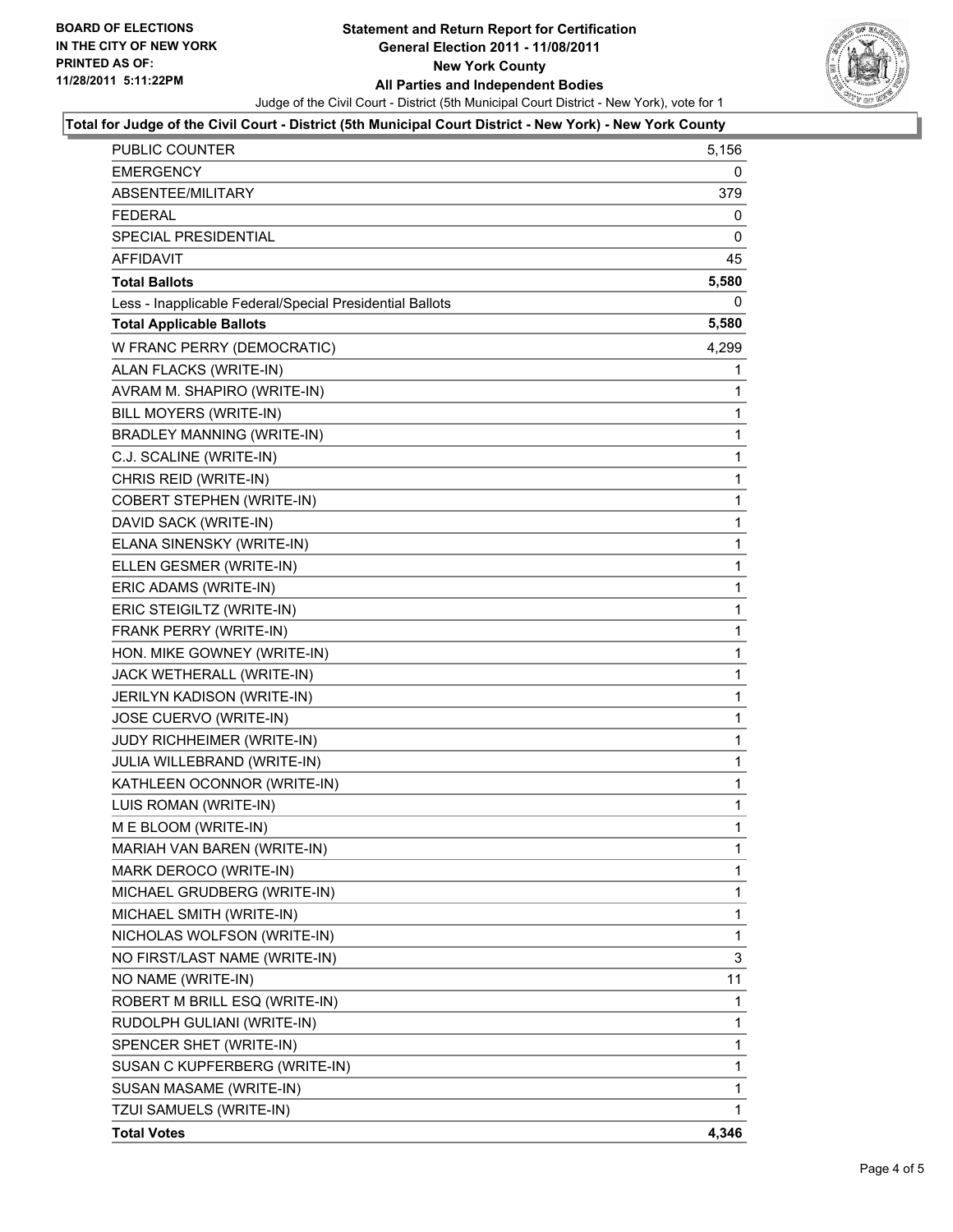BOARD OF ELECTIONS
IN THE CITY OF NEW YORK
PRINTED AS OF:
11/28/2011 5:11:22PM

**Statement and Return Report for Certification**
**General Election 2011 - 11/08/2011**
**New York County**
**All Parties and Independent Bodies**
Judge of the Civil Court - District (5th Municipal Court District - New York), vote for 1

**Total for Judge of the Civil Court - District (5th Municipal Court District - New York) - New York County**

| | |
|---|---|
| PUBLIC COUNTER | 5,156 |
| EMERGENCY | 0 |
| ABSENTEE/MILITARY | 379 |
| FEDERAL | 0 |
| SPECIAL PRESIDENTIAL | 0 |
| AFFIDAVIT | 45 |
| **Total Ballots** | **5,580** |
| Less - Inapplicable Federal/Special Presidential Ballots | 0 |
| **Total Applicable Ballots** | **5,580** |
| W FRANC PERRY (DEMOCRATIC) | 4,299 |
| ALAN FLACKS (WRITE-IN) | 1 |
| AVRAM M. SHAPIRO (WRITE-IN) | 1 |
| BILL MOYERS (WRITE-IN) | 1 |
| BRADLEY MANNING (WRITE-IN) | 1 |
| C.J. SCALINE (WRITE-IN) | 1 |
| CHRIS REID (WRITE-IN) | 1 |
| COBERT STEPHEN (WRITE-IN) | 1 |
| DAVID SACK (WRITE-IN) | 1 |
| ELANA SINENSKY (WRITE-IN) | 1 |
| ELLEN GESMER (WRITE-IN) | 1 |
| ERIC ADAMS (WRITE-IN) | 1 |
| ERIC STEIGILTZ (WRITE-IN) | 1 |
| FRANK PERRY (WRITE-IN) | 1 |
| HON. MIKE GOWNEY (WRITE-IN) | 1 |
| JACK WETHERALL (WRITE-IN) | 1 |
| JERILYN KADISON (WRITE-IN) | 1 |
| JOSE CUERVO (WRITE-IN) | 1 |
| JUDY RICHHEIMER (WRITE-IN) | 1 |
| JULIA WILLEBRAND (WRITE-IN) | 1 |
| KATHLEEN OCONNOR (WRITE-IN) | 1 |
| LUIS ROMAN (WRITE-IN) | 1 |
| M E BLOOM (WRITE-IN) | 1 |
| MARIAH VAN BAREN (WRITE-IN) | 1 |
| MARK DEROCO (WRITE-IN) | 1 |
| MICHAEL GRUDBERG (WRITE-IN) | 1 |
| MICHAEL SMITH (WRITE-IN) | 1 |
| NICHOLAS WOLFSON (WRITE-IN) | 1 |
| NO FIRST/LAST NAME (WRITE-IN) | 3 |
| NO NAME (WRITE-IN) | 11 |
| ROBERT M BRILL ESQ (WRITE-IN) | 1 |
| RUDOLPH GULIANI (WRITE-IN) | 1 |
| SPENCER SHET (WRITE-IN) | 1 |
| SUSAN C KUPFERBERG (WRITE-IN) | 1 |
| SUSAN MASAME (WRITE-IN) | 1 |
| TZUI SAMUELS (WRITE-IN) | 1 |
| **Total Votes** | **4,346** |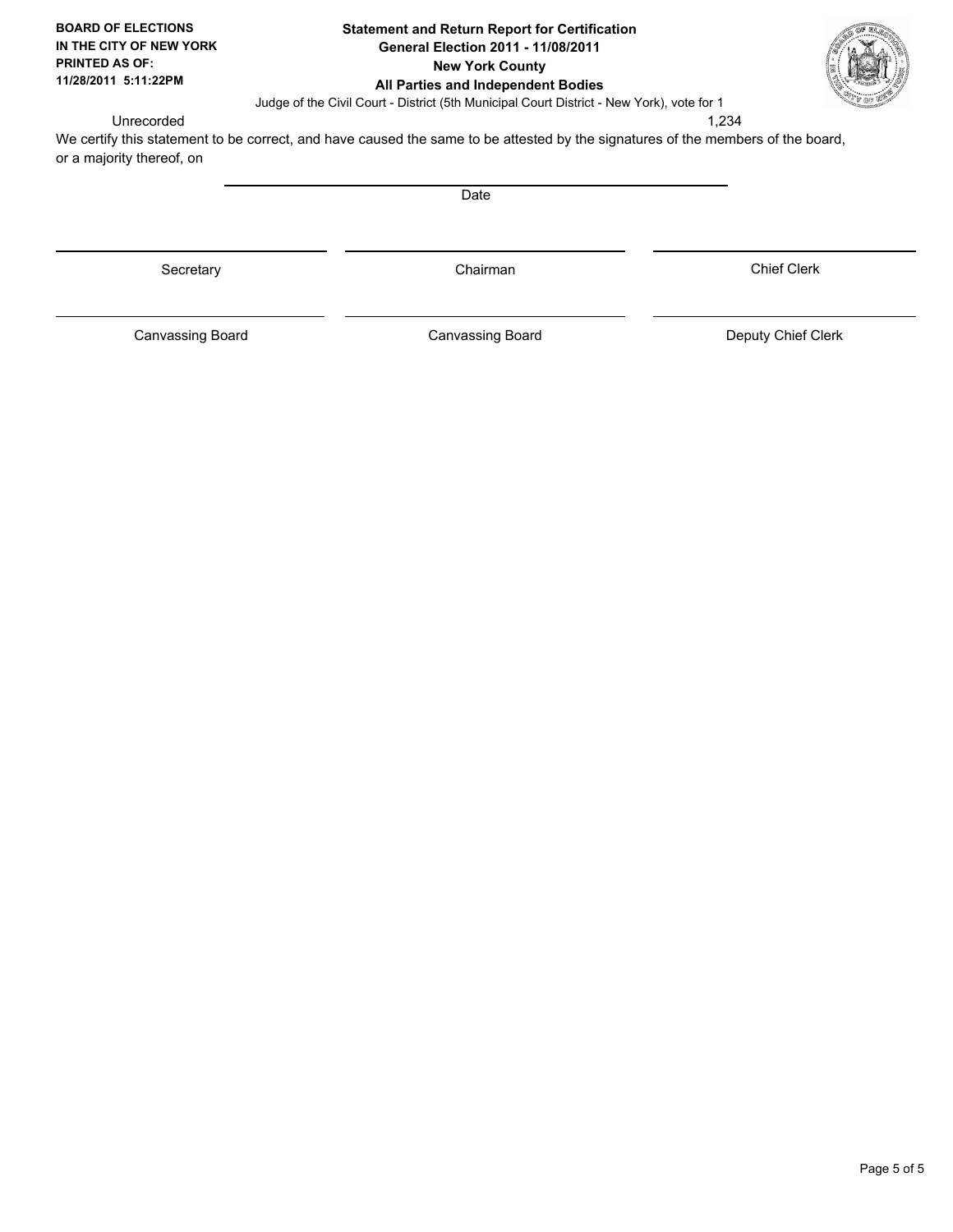**BOARD OF ELECTIONS IN THE CITY OF NEW YORK PRINTED AS OF: 11/28/2011 5:11:22PM**

**Statement and Return Report for Certification**
**General Election 2011 - 11/08/2011**
**New York County**
**All Parties and Independent Bodies**

Judge of the Civil Court - District (5th Municipal Court District - New York), vote for 1

| | |
|---|---|
| Unrecorded | 1,234 |

We certify this statement to be correct, and have caused the same to be attested by the signatures of the members of the board, or a majority thereof, on

Date

| | | |
|---|---|---|
| Secretary | Chairman | Chief Clerk |
| Canvassing Board | Canvassing Board | Deputy Chief Clerk |